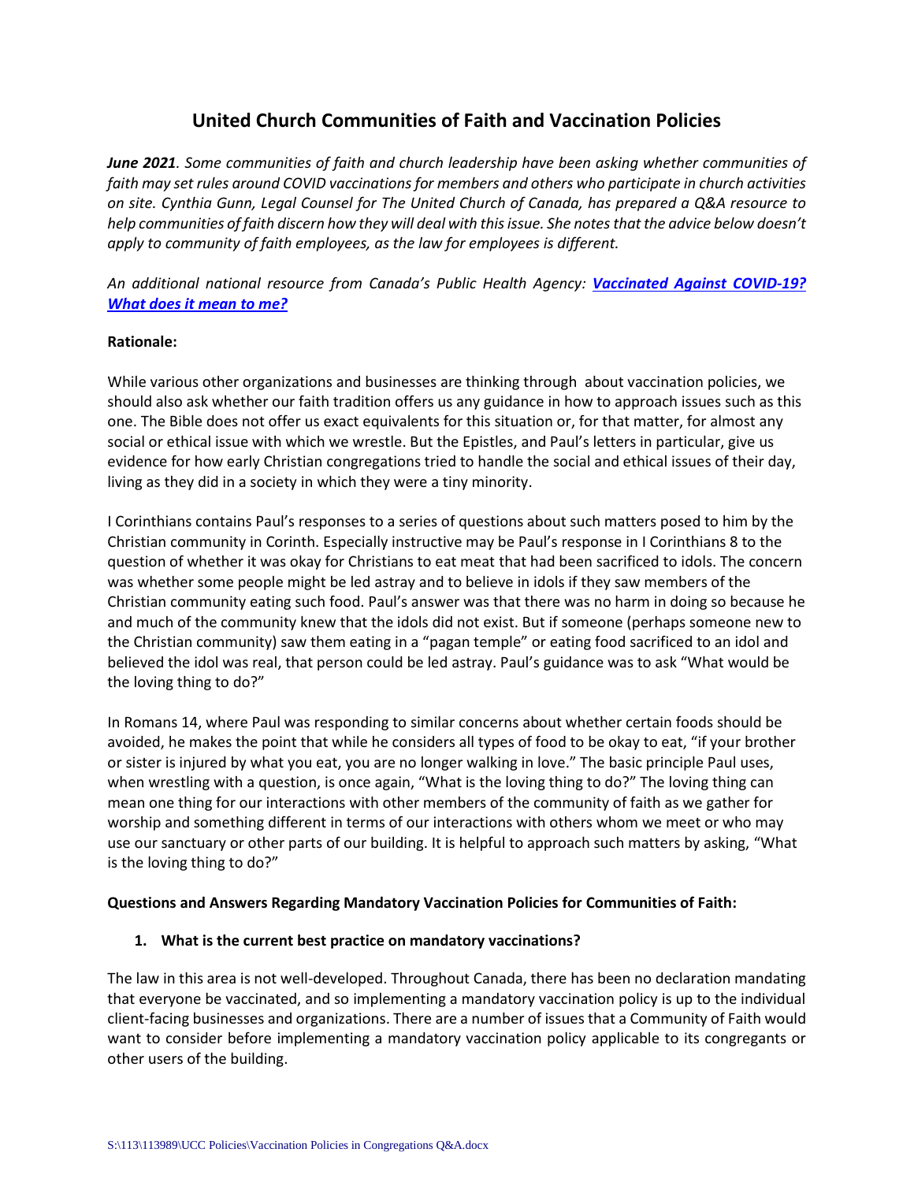# United Church Communities of Faith and Vaccination Policies

***June 2021**. Some communities of faith and church leadership have been asking whether communities of faith may set rules around COVID vaccinations for members and others who participate in church activities on site. Cynthia Gunn, Legal Counsel for The United Church of Canada, has prepared a Q&A resource to help communities of faith discern how they will deal with this issue. She notes that the advice below doesn't apply to community of faith employees, as the law for employees is different.*

*An additional national resource from Canada's Public Health Agency: **Vaccinated Against COVID-19? What does it mean to me?***

**Rationale:**

While various other organizations and businesses are thinking through about vaccination policies, we should also ask whether our faith tradition offers us any guidance in how to approach issues such as this one. The Bible does not offer us exact equivalents for this situation or, for that matter, for almost any social or ethical issue with which we wrestle. But the Epistles, and Paul's letters in particular, give us evidence for how early Christian congregations tried to handle the social and ethical issues of their day, living as they did in a society in which they were a tiny minority.

I Corinthians contains Paul's responses to a series of questions about such matters posed to him by the Christian community in Corinth. Especially instructive may be Paul's response in I Corinthians 8 to the question of whether it was okay for Christians to eat meat that had been sacrificed to idols. The concern was whether some people might be led astray and to believe in idols if they saw members of the Christian community eating such food. Paul's answer was that there was no harm in doing so because he and much of the community knew that the idols did not exist. But if someone (perhaps someone new to the Christian community) saw them eating in a "pagan temple" or eating food sacrificed to an idol and believed the idol was real, that person could be led astray. Paul's guidance was to ask "What would be the loving thing to do?"

In Romans 14, where Paul was responding to similar concerns about whether certain foods should be avoided, he makes the point that while he considers all types of food to be okay to eat, "if your brother or sister is injured by what you eat, you are no longer walking in love." The basic principle Paul uses, when wrestling with a question, is once again, "What is the loving thing to do?" The loving thing can mean one thing for our interactions with other members of the community of faith as we gather for worship and something different in terms of our interactions with others whom we meet or who may use our sanctuary or other parts of our building. It is helpful to approach such matters by asking, "What is the loving thing to do?"

**Questions and Answers Regarding Mandatory Vaccination Policies for Communities of Faith:**

1. **What is the current best practice on mandatory vaccinations?**

The law in this area is not well-developed. Throughout Canada, there has been no declaration mandating that everyone be vaccinated, and so implementing a mandatory vaccination policy is up to the individual client-facing businesses and organizations. There are a number of issues that a Community of Faith would want to consider before implementing a mandatory vaccination policy applicable to its congregants or other users of the building.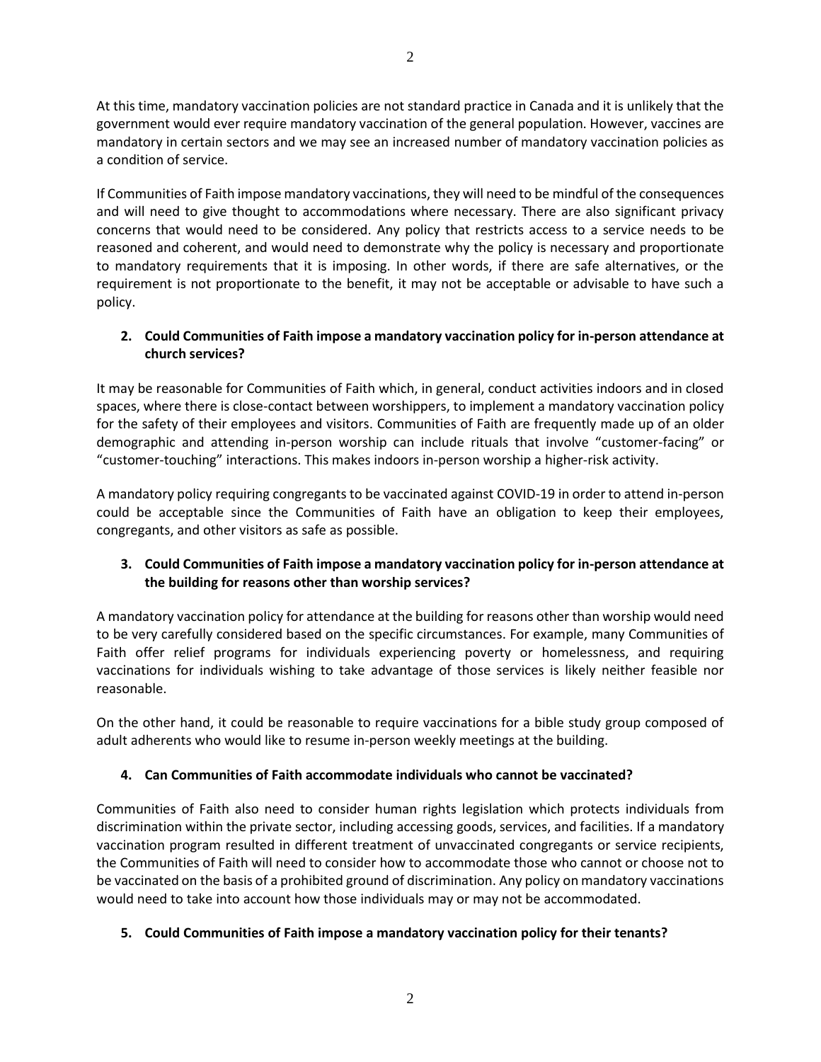At this time, mandatory vaccination policies are not standard practice in Canada and it is unlikely that the government would ever require mandatory vaccination of the general population. However, vaccines are mandatory in certain sectors and we may see an increased number of mandatory vaccination policies as a condition of service.

If Communities of Faith impose mandatory vaccinations, they will need to be mindful of the consequences and will need to give thought to accommodations where necessary. There are also significant privacy concerns that would need to be considered. Any policy that restricts access to a service needs to be reasoned and coherent, and would need to demonstrate why the policy is necessary and proportionate to mandatory requirements that it is imposing. In other words, if there are safe alternatives, or the requirement is not proportionate to the benefit, it may not be acceptable or advisable to have such a policy.

**2. Could Communities of Faith impose a mandatory vaccination policy for in-person attendance at church services?**

It may be reasonable for Communities of Faith which, in general, conduct activities indoors and in closed spaces, where there is close-contact between worshippers, to implement a mandatory vaccination policy for the safety of their employees and visitors. Communities of Faith are frequently made up of an older demographic and attending in-person worship can include rituals that involve "customer-facing" or "customer-touching" interactions. This makes indoors in-person worship a higher-risk activity.

A mandatory policy requiring congregants to be vaccinated against COVID-19 in order to attend in-person could be acceptable since the Communities of Faith have an obligation to keep their employees, congregants, and other visitors as safe as possible.

**3. Could Communities of Faith impose a mandatory vaccination policy for in-person attendance at the building for reasons other than worship services?**

A mandatory vaccination policy for attendance at the building for reasons other than worship would need to be very carefully considered based on the specific circumstances. For example, many Communities of Faith offer relief programs for individuals experiencing poverty or homelessness, and requiring vaccinations for individuals wishing to take advantage of those services is likely neither feasible nor reasonable.

On the other hand, it could be reasonable to require vaccinations for a bible study group composed of adult adherents who would like to resume in-person weekly meetings at the building.

**4. Can Communities of Faith accommodate individuals who cannot be vaccinated?**

Communities of Faith also need to consider human rights legislation which protects individuals from discrimination within the private sector, including accessing goods, services, and facilities. If a mandatory vaccination program resulted in different treatment of unvaccinated congregants or service recipients, the Communities of Faith will need to consider how to accommodate those who cannot or choose not to be vaccinated on the basis of a prohibited ground of discrimination. Any policy on mandatory vaccinations would need to take into account how those individuals may or may not be accommodated.

**5. Could Communities of Faith impose a mandatory vaccination policy for their tenants?**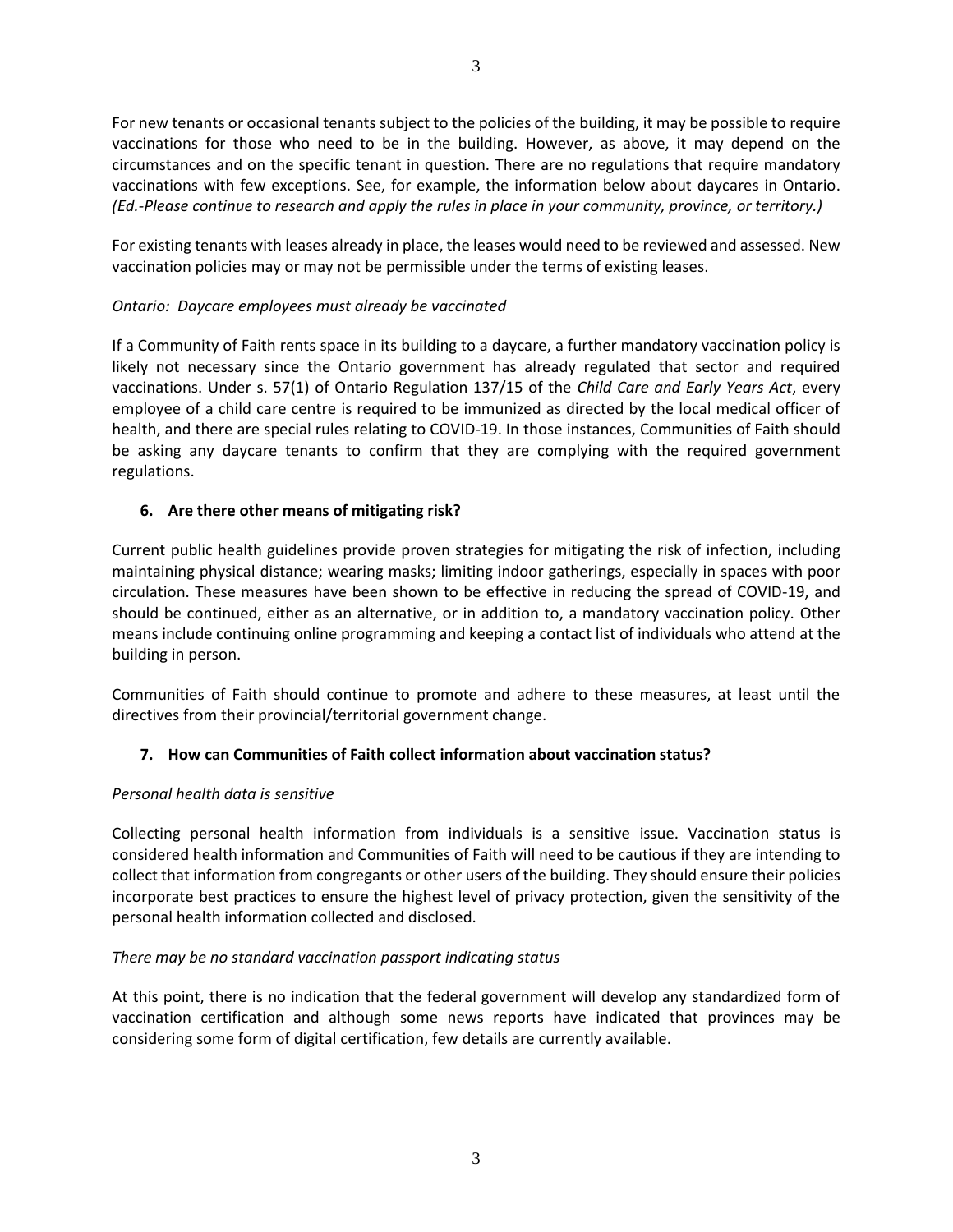For new tenants or occasional tenants subject to the policies of the building, it may be possible to require vaccinations for those who need to be in the building. However, as above, it may depend on the circumstances and on the specific tenant in question. There are no regulations that require mandatory vaccinations with few exceptions. See, for example, the information below about daycares in Ontario. *(Ed.-Please continue to research and apply the rules in place in your community, province, or territory.)*

For existing tenants with leases already in place, the leases would need to be reviewed and assessed. New vaccination policies may or may not be permissible under the terms of existing leases.

*Ontario: Daycare employees must already be vaccinated*

If a Community of Faith rents space in its building to a daycare, a further mandatory vaccination policy is likely not necessary since the Ontario government has already regulated that sector and required vaccinations. Under s. 57(1) of Ontario Regulation 137/15 of the *Child Care and Early Years Act*, every employee of a child care centre is required to be immunized as directed by the local medical officer of health, and there are special rules relating to COVID-19. In those instances, Communities of Faith should be asking any daycare tenants to confirm that they are complying with the required government regulations.

### 6. Are there other means of mitigating risk?

Current public health guidelines provide proven strategies for mitigating the risk of infection, including maintaining physical distance; wearing masks; limiting indoor gatherings, especially in spaces with poor circulation. These measures have been shown to be effective in reducing the spread of COVID-19, and should be continued, either as an alternative, or in addition to, a mandatory vaccination policy. Other means include continuing online programming and keeping a contact list of individuals who attend at the building in person.

Communities of Faith should continue to promote and adhere to these measures, at least until the directives from their provincial/territorial government change.

### 7. How can Communities of Faith collect information about vaccination status?

*Personal health data is sensitive*

Collecting personal health information from individuals is a sensitive issue. Vaccination status is considered health information and Communities of Faith will need to be cautious if they are intending to collect that information from congregants or other users of the building. They should ensure their policies incorporate best practices to ensure the highest level of privacy protection, given the sensitivity of the personal health information collected and disclosed.

*There may be no standard vaccination passport indicating status*

At this point, there is no indication that the federal government will develop any standardized form of vaccination certification and although some news reports have indicated that provinces may be considering some form of digital certification, few details are currently available.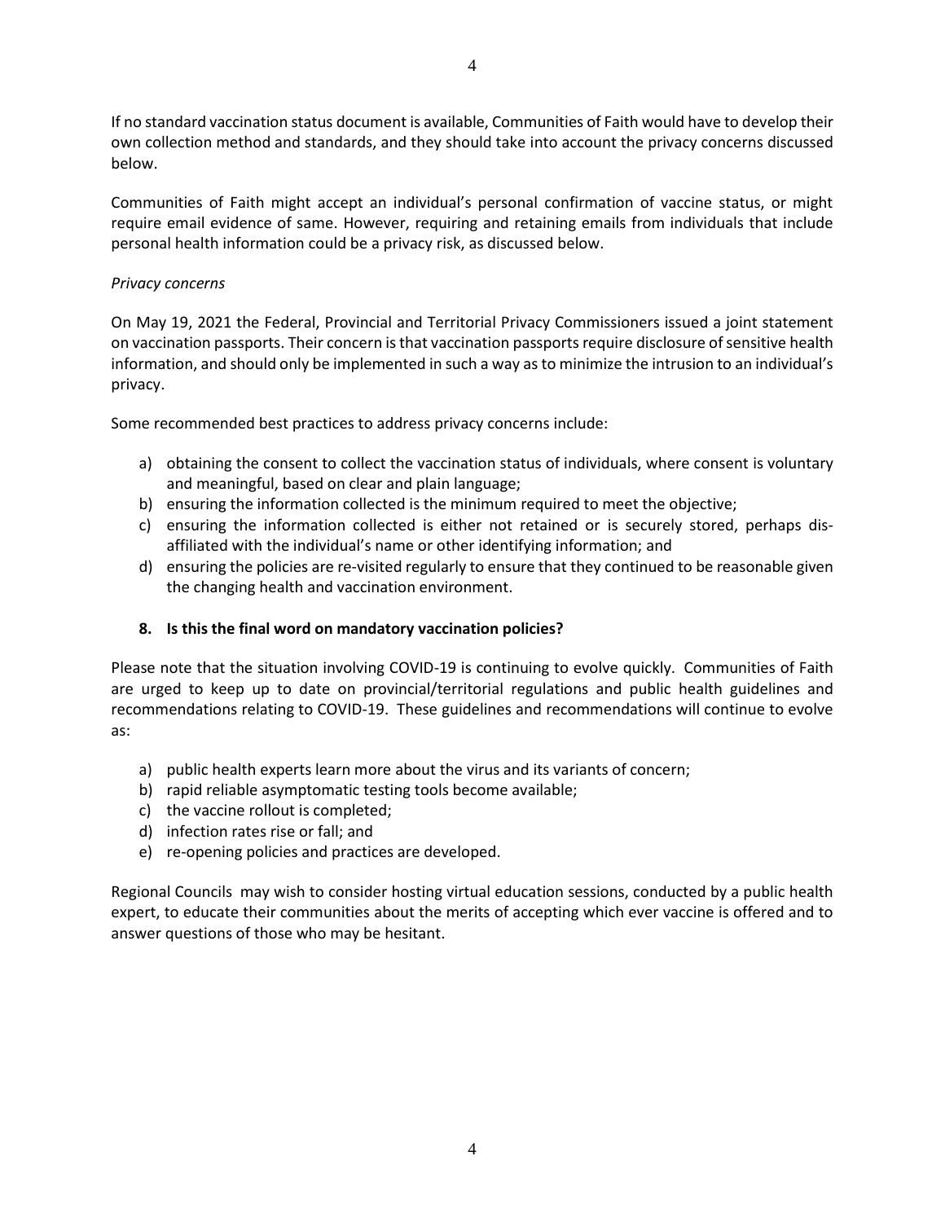If no standard vaccination status document is available, Communities of Faith would have to develop their own collection method and standards, and they should take into account the privacy concerns discussed below.

Communities of Faith might accept an individual's personal confirmation of vaccine status, or might require email evidence of same. However, requiring and retaining emails from individuals that include personal health information could be a privacy risk, as discussed below.

*Privacy concerns*

On May 19, 2021 the Federal, Provincial and Territorial Privacy Commissioners issued a joint statement on vaccination passports. Their concern is that vaccination passports require disclosure of sensitive health information, and should only be implemented in such a way as to minimize the intrusion to an individual's privacy.

Some recommended best practices to address privacy concerns include:

a) obtaining the consent to collect the vaccination status of individuals, where consent is voluntary and meaningful, based on clear and plain language;
b) ensuring the information collected is the minimum required to meet the objective;
c) ensuring the information collected is either not retained or is securely stored, perhaps dis-affiliated with the individual's name or other identifying information; and
d) ensuring the policies are re-visited regularly to ensure that they continued to be reasonable given the changing health and vaccination environment.

**8. Is this the final word on mandatory vaccination policies?**

Please note that the situation involving COVID-19 is continuing to evolve quickly. Communities of Faith are urged to keep up to date on provincial/territorial regulations and public health guidelines and recommendations relating to COVID-19. These guidelines and recommendations will continue to evolve as:

a) public health experts learn more about the virus and its variants of concern;
b) rapid reliable asymptomatic testing tools become available;
c) the vaccine rollout is completed;
d) infection rates rise or fall; and
e) re-opening policies and practices are developed.

Regional Councils may wish to consider hosting virtual education sessions, conducted by a public health expert, to educate their communities about the merits of accepting which ever vaccine is offered and to answer questions of those who may be hesitant.